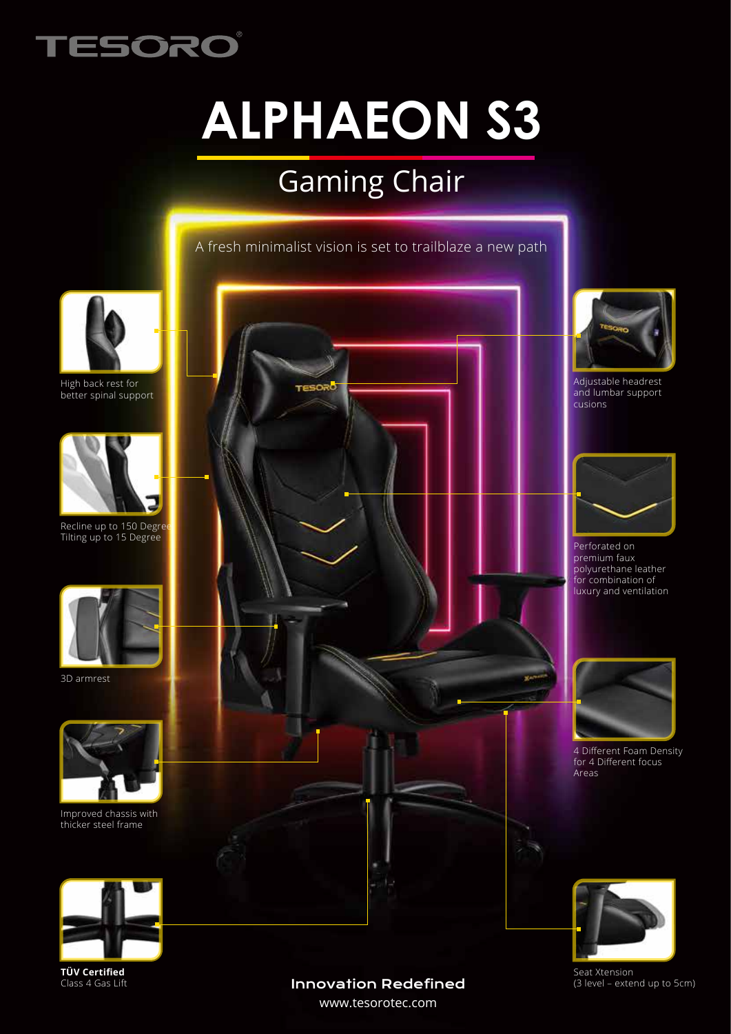TESORO

# ALPHAEON S3

## Gaming Chair

A fresh minimalist vision is set to trailblaze a new path

High back rest for better spinal support

Recline up to 150 Degree
Tilting up to 15 Degree

3D armrest

Improved chassis with thicker steel frame

**TÜV Certified**
Class 4 Gas Lift

Adjustable headrest and lumbar support cusions

Perforated on premium faux polyurethane leather for combination of luxury and ventilation

4 Different Foam Density for 4 Different focus Areas

Seat Xtension
(3 level – extend up to 5cm)

**Innovation Redefined**
www.tesorotec.com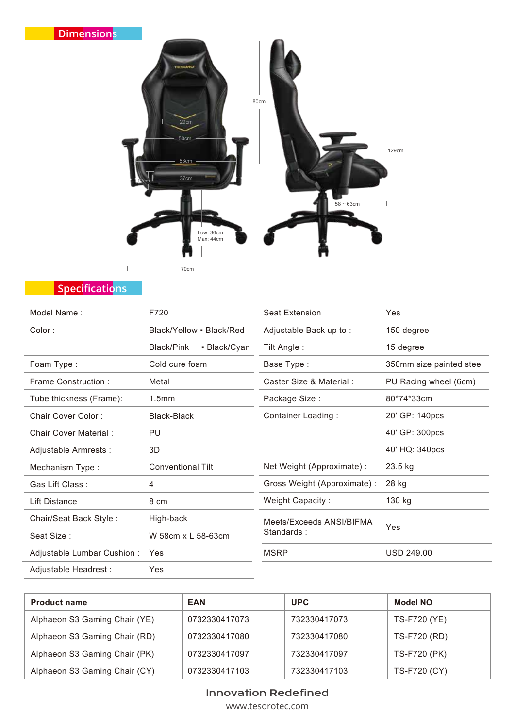## Dimensions

80cm
29cm
50cm
58cm
37cm
12cm
129cm
58 ~ 63cm
Low: 36cm
Max: 44cm
70cm

## Specifications

| | |
|---|---|
| Model Name : | F720 |
| Color : | Black/Yellow ▪ Black/Red<br>Black/Pink ▪ Black/Cyan |
| Foam Type : | Cold cure foam |
| Frame Construction : | Metal |
| Tube thickness (Frame): | 1.5mm |
| Chair Cover Color : | Black-Black |
| Chair Cover Material : | PU |
| Adjustable Armrests : | 3D |
| Mechanism Type : | Conventional Tilt |
| Gas Lift Class : | 4 |
| Lift Distance | 8 cm |
| Chair/Seat Back Style : | High-back |
| Seat Size : | W 58cm x L 58-63cm |
| Adjustable Lumbar Cushion : | Yes |
| Adjustable Headrest : | Yes |

| | |
|---|---|
| Seat Extension | Yes |
| Adjustable Back up to : | 150 degree |
| Tilt Angle : | 15 degree |
| Base Type : | 350mm size painted steel |
| Caster Size & Material : | PU Racing wheel (6cm) |
| Package Size : | 80*74*33cm |
| Container Loading : | 20' GP: 140pcs<br>40' GP: 300pcs<br>40' HQ: 340pcs |
| Net Weight (Approximate) : | 23.5 kg |
| Gross Weight (Approximate) : | 28 kg |
| Weight Capacity : | 130 kg |
| Meets/Exceeds ANSI/BIFMA Standards : | Yes |
| MSRP | USD 249.00 |

| Product name | EAN | UPC | Model NO |
|---|---|---|---|
| Alphaeon S3 Gaming Chair (YE) | 0732330417073 | 732330417073 | TS-F720 (YE) |
| Alphaeon S3 Gaming Chair (RD) | 0732330417080 | 732330417080 | TS-F720 (RD) |
| Alphaeon S3 Gaming Chair (PK) | 0732330417097 | 732330417097 | TS-F720 (PK) |
| Alphaeon S3 Gaming Chair (CY) | 0732330417103 | 732330417103 | TS-F720 (CY) |

**Innovation Redefined**

www.tesorotec.com